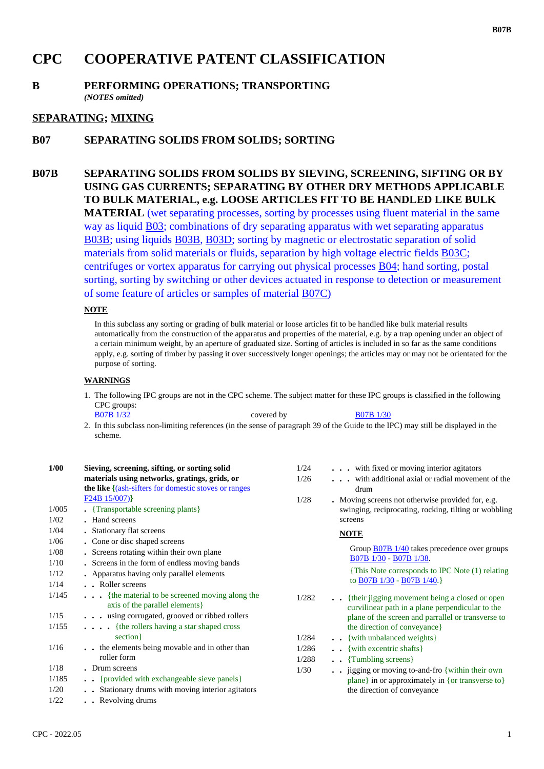# CPC COOPERATIVE PATENT CLASSIFICATION

## B PERFORMING OPERATIONS; TRANSPORTING

*(NOTES omitted)*

## SEPARATING; MIXING

## B07 SEPARATING SOLIDS FROM SOLIDS; SORTING

## B07B SEPARATING SOLIDS FROM SOLIDS BY SIEVING, SCREENING, SIFTING OR BY USING GAS CURRENTS; SEPARATING BY OTHER DRY METHODS APPLICABLE TO BULK MATERIAL, e.g. LOOSE ARTICLES FIT TO BE HANDLED LIKE BULK MATERIAL (wet separating processes, sorting by processes using fluent material in the same way as liquid B03; combinations of dry separating apparatus with wet separating apparatus B03B; using liquids B03B, B03D; sorting by magnetic or electrostatic separation of solid materials from solid materials or fluids, separation by high voltage electric fields B03C; centrifuges or vortex apparatus for carrying out physical processes B04; hand sorting, postal sorting, sorting by switching or other devices actuated in response to detection or measurement of some feature of articles or samples of material B07C)

**NOTE**

In this subclass any sorting or grading of bulk material or loose articles fit to be handled like bulk material results automatically from the construction of the apparatus and properties of the material, e.g. by a trap opening under an object of a certain minimum weight, by an aperture of graduated size. Sorting of articles is included in so far as the same conditions apply, e.g. sorting of timber by passing it over successively longer openings; the articles may or may not be orientated for the purpose of sorting.

**WARNINGS**

1. The following IPC groups are not in the CPC scheme. The subject matter for these IPC groups is classified in the following CPC groups:
   B07B 1/32 covered by B07B 1/30
2. In this subclass non-limiting references (in the sense of paragraph 39 of the Guide to the IPC) may still be displayed in the scheme.

| | |
|---|---|
| **1/00** | **Sieving, screening, sifting, or sorting solid materials using networks, gratings, grids, or the like {(ash-sifters for domestic stoves or ranges F24B 15/007)}** |
| 1/005 | . {Transportable screening plants} |
| 1/02 | . Hand screens |
| 1/04 | . Stationary flat screens |
| 1/06 | . Cone or disc shaped screens |
| 1/08 | . Screens rotating within their own plane |
| 1/10 | . Screens in the form of endless moving bands |
| 1/12 | . Apparatus having only parallel elements |
| 1/14 | . . Roller screens |
| 1/145 | . . . {the material to be screened moving along the axis of the parallel elements} |
| 1/15 | . . . using corrugated, grooved or ribbed rollers |
| 1/155 | . . . . {the rollers having a star shaped cross section} |
| 1/16 | . . the elements being movable and in other than roller form |
| 1/18 | . Drum screens |
| 1/185 | . . {provided with exchangeable sieve panels} |
| 1/20 | . . Stationary drums with moving interior agitators |
| 1/22 | . . Revolving drums |
| 1/24 | . . . with fixed or moving interior agitators |
| 1/26 | . . . with additional axial or radial movement of the drum |
| 1/28 | . Moving screens not otherwise provided for, e.g. swinging, reciprocating, rocking, tilting or wobbling screens<br>**NOTE**<br>Group B07B 1/40 takes precedence over groups B07B 1/30 - B07B 1/38.<br>{This Note corresponds to IPC Note (1) relating to B07B 1/30 - B07B 1/40.} |
| 1/282 | . . {their jigging movement being a closed or open curvilinear path in a plane perpendicular to the plane of the screen and parrallel or transverse to the direction of conveyance} |
| 1/284 | . . {with unbalanced weights} |
| 1/286 | . . {with excentric shafts} |
| 1/288 | . . {Tumbling screens} |
| 1/30 | . . jigging or moving to-and-fro {within their own plane} in or approximately in {or transverse to} the direction of conveyance |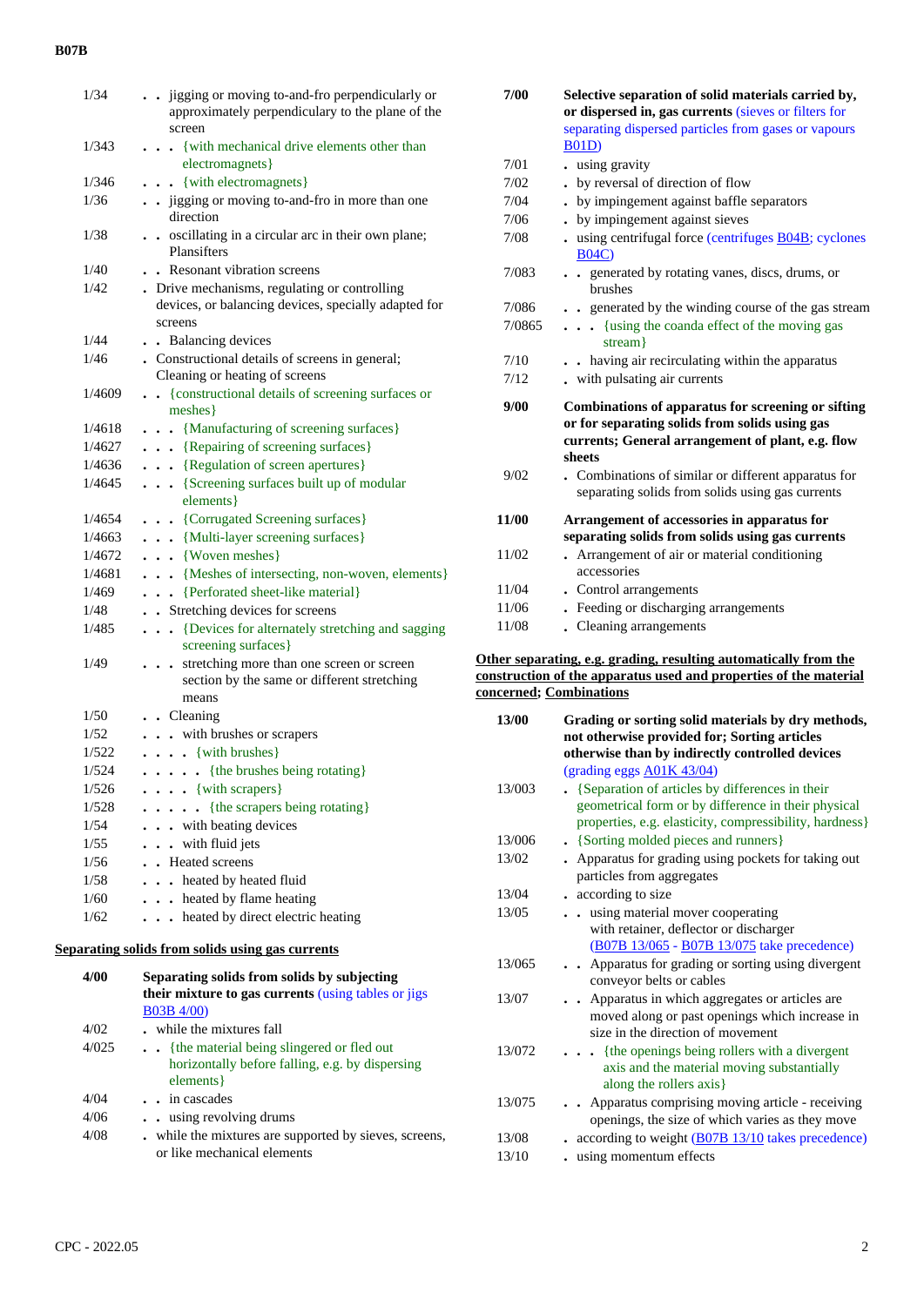| | |
|---|---|
| 1/34 | . . jigging or moving to-and-fro perpendicularly or approximately perpendicularly to the plane of the screen |
| 1/343 | . . . {with mechanical drive elements other than electromagnets} |
| 1/346 | . . . {with electromagnets} |
| 1/36 | . . jigging or moving to-and-fro in more than one direction |
| 1/38 | . . oscillating in a circular arc in their own plane; Plansifters |
| 1/40 | . . Resonant vibration screens |
| 1/42 | . Drive mechanisms, regulating or controlling devices, or balancing devices, specially adapted for screens |
| 1/44 | . . Balancing devices |
| 1/46 | . Constructional details of screens in general; Cleaning or heating of screens |
| 1/4609 | . . {constructional details of screening surfaces or meshes} |
| 1/4618 | . . . {Manufacturing of screening surfaces} |
| 1/4627 | . . . {Repairing of screening surfaces} |
| 1/4636 | . . . {Regulation of screen apertures} |
| 1/4645 | . . . {Screening surfaces built up of modular elements} |
| 1/4654 | . . . {Corrugated Screening surfaces} |
| 1/4663 | . . . {Multi-layer screening surfaces} |
| 1/4672 | . . . {Woven meshes} |
| 1/4681 | . . . {Meshes of intersecting, non-woven, elements} |
| 1/469 | . . . {Perforated sheet-like material} |
| 1/48 | . . Stretching devices for screens |
| 1/485 | . . . {Devices for alternately stretching and sagging screening surfaces} |
| 1/49 | . . . stretching more than one screen or screen section by the same or different stretching means |
| 1/50 | . . Cleaning |
| 1/52 | . . . with brushes or scrapers |
| 1/522 | . . . . {with brushes} |
| 1/524 | . . . . . {the brushes being rotating} |
| 1/526 | . . . . {with scrapers} |
| 1/528 | . . . . . {the scrapers being rotating} |
| 1/54 | . . . with beating devices |
| 1/55 | . . . with fluid jets |
| 1/56 | . . Heated screens |
| 1/58 | . . . heated by heated fluid |
| 1/60 | . . . heated by flame heating |
| 1/62 | . . . heated by direct electric heating |

**Separating solids from solids using gas currents**

| | |
|---|---|
| **4/00** | **Separating solids from solids by subjecting their mixture to gas currents** (using tables or jigs B03B 4/00) |
| 4/02 | . while the mixtures fall |
| 4/025 | . . {the material being slingered or fled out horizontally before falling, e.g. by dispersing elements} |
| 4/04 | . . in cascades |
| 4/06 | . . using revolving drums |
| 4/08 | . while the mixtures are supported by sieves, screens, or like mechanical elements |
| **7/00** | **Selective separation of solid materials carried by, or dispersed in, gas currents** (sieves or filters for separating dispersed particles from gases or vapours B01D) |
| 7/01 | . using gravity |
| 7/02 | . by reversal of direction of flow |
| 7/04 | . by impingement against baffle separators |
| 7/06 | . by impingement against sieves |
| 7/08 | . using centrifugal force (centrifuges B04B; cyclones B04C) |
| 7/083 | . . generated by rotating vanes, discs, drums, or brushes |
| 7/086 | . . generated by the winding course of the gas stream |
| 7/0865 | . . . {using the coanda effect of the moving gas stream} |
| 7/10 | . . having air recirculating within the apparatus |
| 7/12 | . with pulsating air currents |
| **9/00** | **Combinations of apparatus for screening or sifting or for separating solids from solids using gas currents; General arrangement of plant, e.g. flow sheets** |
| 9/02 | . Combinations of similar or different apparatus for separating solids from solids using gas currents |
| **11/00** | **Arrangement of accessories in apparatus for separating solids from solids using gas currents** |
| 11/02 | . Arrangement of air or material conditioning accessories |
| 11/04 | . Control arrangements |
| 11/06 | . Feeding or discharging arrangements |
| 11/08 | . Cleaning arrangements |

**Other separating, e.g. grading, resulting automatically from the construction of the apparatus used and properties of the material concerned; Combinations**

| | |
|---|---|
| **13/00** | **Grading or sorting solid materials by dry methods, not otherwise provided for; Sorting articles otherwise than by indirectly controlled devices** (grading eggs A01K 43/04) |
| 13/003 | . {Separation of articles by differences in their geometrical form or by difference in their physical properties, e.g. elasticity, compressibility, hardness} |
| 13/006 | . {Sorting molded pieces and runners} |
| 13/02 | . Apparatus for grading using pockets for taking out particles from aggregates |
| 13/04 | . according to size |
| 13/05 | . . using material mover cooperating with retainer, deflector or discharger (B07B 13/065 - B07B 13/075 take precedence) |
| 13/065 | . . Apparatus for grading or sorting using divergent conveyor belts or cables |
| 13/07 | . . Apparatus in which aggregates or articles are moved along or past openings which increase in size in the direction of movement |
| 13/072 | . . . {the openings being rollers with a divergent axis and the material moving substantially along the rollers axis} |
| 13/075 | . . Apparatus comprising moving article - receiving openings, the size of which varies as they move |
| 13/08 | . according to weight (B07B 13/10 takes precedence) |
| 13/10 | . using momentum effects |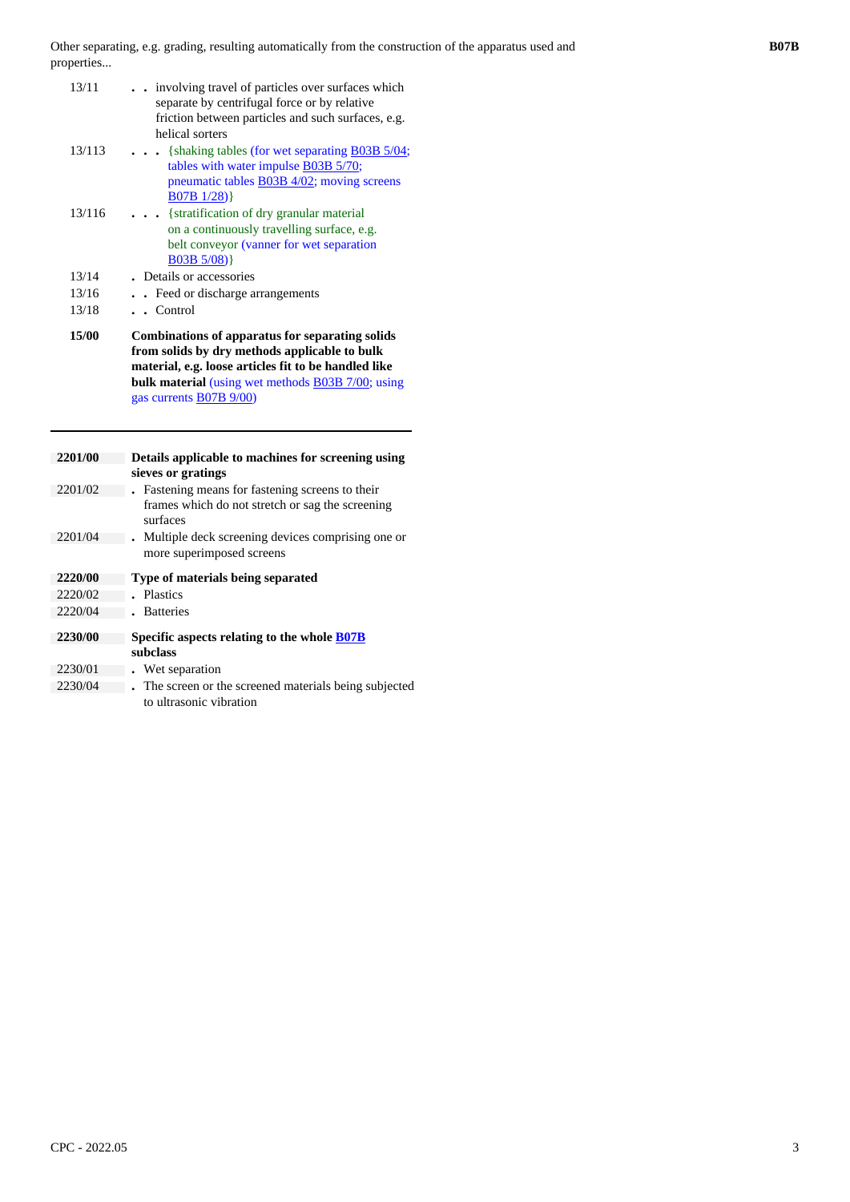| | |
|---|---|
| 13/11 | . . involving travel of particles over surfaces which separate by centrifugal force or by relative friction between particles and such surfaces, e.g. helical sorters |
| 13/113 | . . . {shaking tables (for wet separating B03B 5/04; tables with water impulse B03B 5/70; pneumatic tables B03B 4/02; moving screens B07B 1/28)} |
| 13/116 | . . . {stratification of dry granular material on a continuously travelling surface, e.g. belt conveyor (vanner for wet separation B03B 5/08)} |
| 13/14 | . Details or accessories |
| 13/16 | . . Feed or discharge arrangements |
| 13/18 | . . Control |
| **15/00** | **Combinations of apparatus for separating solids from solids by dry methods applicable to bulk material, e.g. loose articles fit to be handled like bulk material** (using wet methods B03B 7/00; using gas currents B07B 9/00) |

---

| | |
|---|---|
| **2201/00** | **Details applicable to machines for screening using sieves or gratings** |
| 2201/02 | . Fastening means for fastening screens to their frames which do not stretch or sag the screening surfaces |
| 2201/04 | . Multiple deck screening devices comprising one or more superimposed screens |
| **2220/00** | **Type of materials being separated** |
| 2220/02 | . Plastics |
| 2220/04 | . Batteries |
| **2230/00** | **Specific aspects relating to the whole B07B subclass** |
| 2230/01 | . Wet separation |
| 2230/04 | . The screen or the screened materials being subjected to ultrasonic vibration |